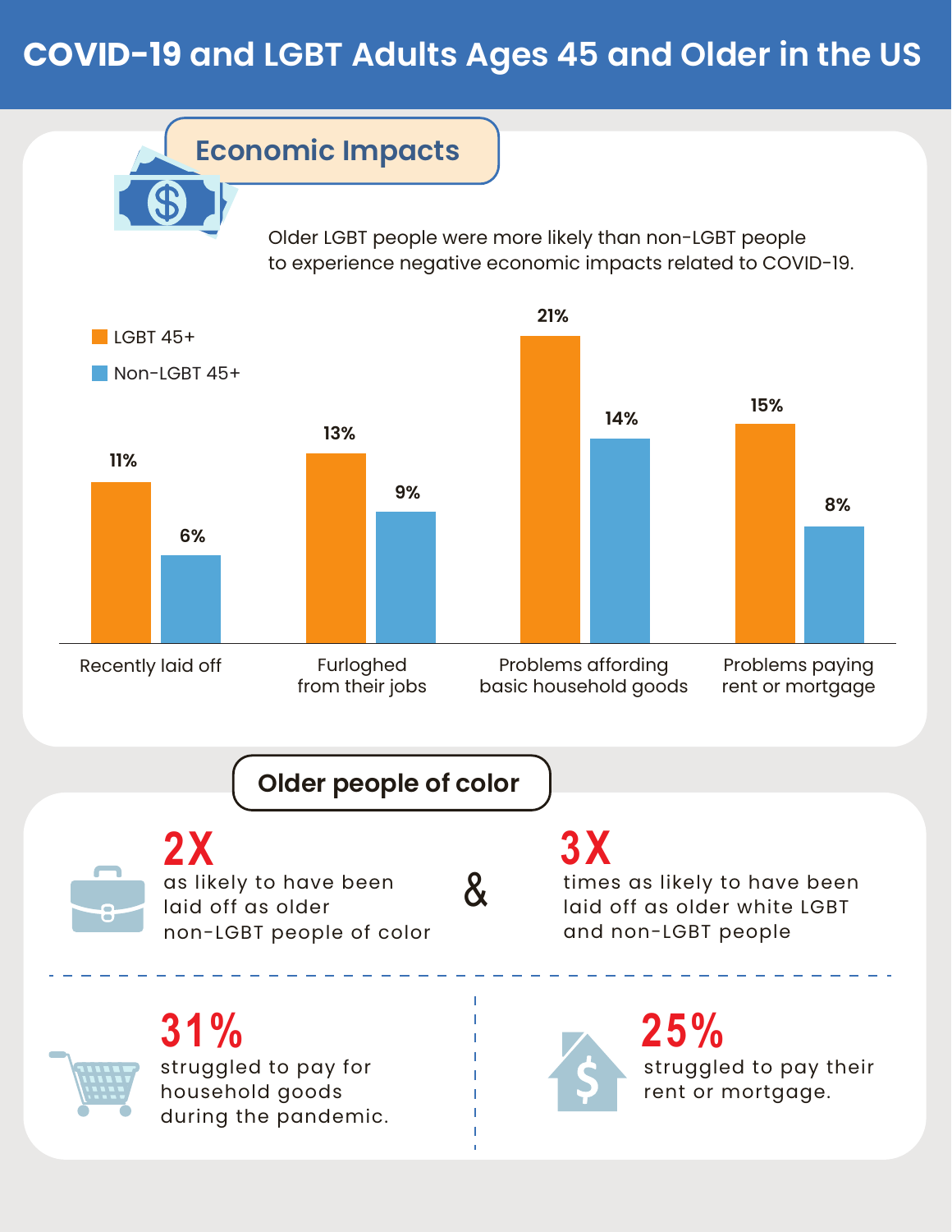# COVID-19 and LGBT Adults Ages 45 and Older in the US

## Economic Impacts

Older LGBT people were more likely than non-LGBT people to experience negative economic impacts related to COVID-19.

| | LGBT 45+ | Non-LGBT 45+ |
|---|---|---|
| Recently laid off | 11% | 6% |
| Furloghed from their jobs | 13% | 9% |
| Problems affording basic household goods | 21% | 14% |
| Problems paying rent or mortgage | 15% | 8% |

## Older people of color

**2X** as likely to have been laid off as older non-LGBT people of color

&

**3X** times as likely to have been laid off as older white LGBT and non-LGBT people

**31%** struggled to pay for household goods during the pandemic.

**25%** struggled to pay their rent or mortgage.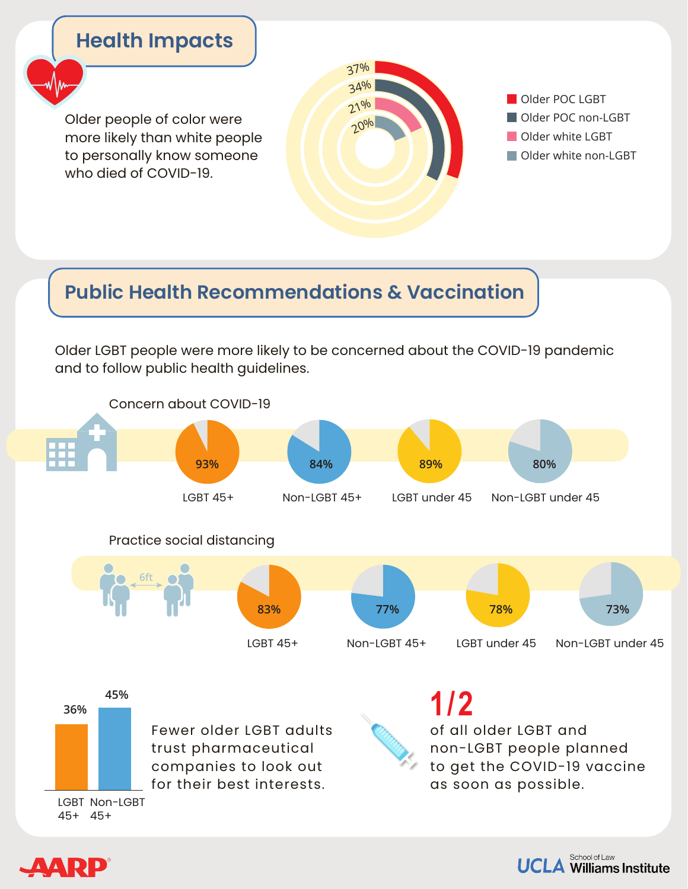## Health Impacts

Older people of color were more likely than white people to personally know someone who died of COVID-19.

37%
34%
21%
20%

Older POC LGBT
Older POC non-LGBT
Older white LGBT
Older white non-LGBT

## Public Health Recommendations & Vaccination

Older LGBT people were more likely to be concerned about the COVID-19 pandemic and to follow public health guidelines.

Concern about COVID-19

93%
LGBT 45+

84%
Non-LGBT 45+

89%
LGBT under 45

80%
Non-LGBT under 45

Practice social distancing

6ft

83%
LGBT 45+

77%
Non-LGBT 45+

78%
LGBT under 45

73%
Non-LGBT under 45

36%
45%
LGBT 45+
Non-LGBT 45+

Fewer older LGBT adults trust pharmaceutical companies to look out for their best interests.

**1/2**

of all older LGBT and non-LGBT people planned to get the COVID-19 vaccine as soon as possible.

AARP

UCLA School of Law Williams Institute